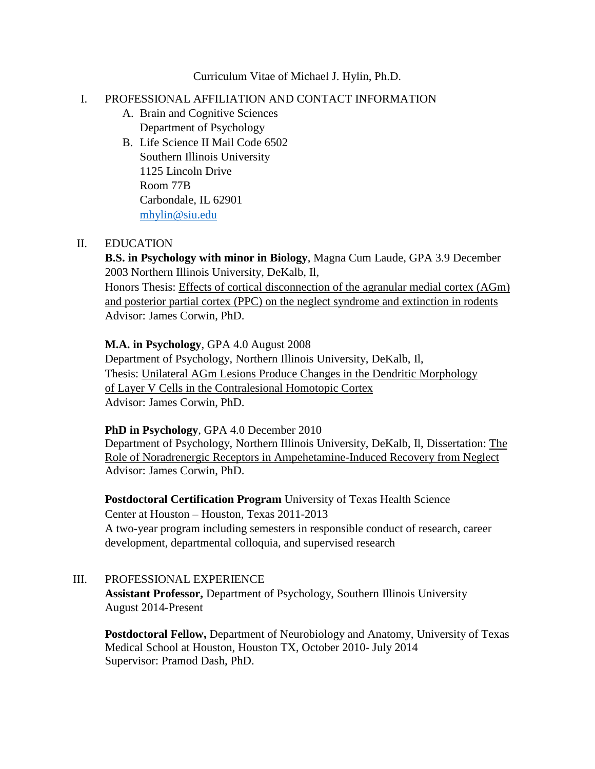Curriculum Vitae of Michael J. Hylin, Ph.D.

## I. PROFESSIONAL AFFILIATION AND CONTACT INFORMATION

A. Brain and Cognitive Sciences
   Department of Psychology

B. Life Science II Mail Code 6502
   Southern Illinois University
   1125 Lincoln Drive
   Room 77B
   Carbondale, IL 62901
   mhylin@siu.edu

## II. EDUCATION

**B.S. in Psychology with minor in Biology**, Magna Cum Laude, GPA 3.9 December 2003 Northern Illinois University, DeKalb, Il,
Honors Thesis: Effects of cortical disconnection of the agranular medial cortex (AGm) and posterior partial cortex (PPC) on the neglect syndrome and extinction in rodents
Advisor: James Corwin, PhD.

**M.A. in Psychology**, GPA 4.0 August 2008
Department of Psychology, Northern Illinois University, DeKalb, Il,
Thesis: Unilateral AGm Lesions Produce Changes in the Dendritic Morphology of Layer V Cells in the Contralesional Homotopic Cortex
Advisor: James Corwin, PhD.

**PhD in Psychology**, GPA 4.0 December 2010
Department of Psychology, Northern Illinois University, DeKalb, Il, Dissertation: The Role of Noradrenergic Receptors in Ampehetamine-Induced Recovery from Neglect
Advisor: James Corwin, PhD.

**Postdoctoral Certification Program** University of Texas Health Science Center at Houston – Houston, Texas 2011-2013
A two-year program including semesters in responsible conduct of research, career development, departmental colloquia, and supervised research

## III. PROFESSIONAL EXPERIENCE

**Assistant Professor,** Department of Psychology, Southern Illinois University
August 2014-Present

**Postdoctoral Fellow,** Department of Neurobiology and Anatomy, University of Texas Medical School at Houston, Houston TX, October 2010- July 2014
Supervisor: Pramod Dash, PhD.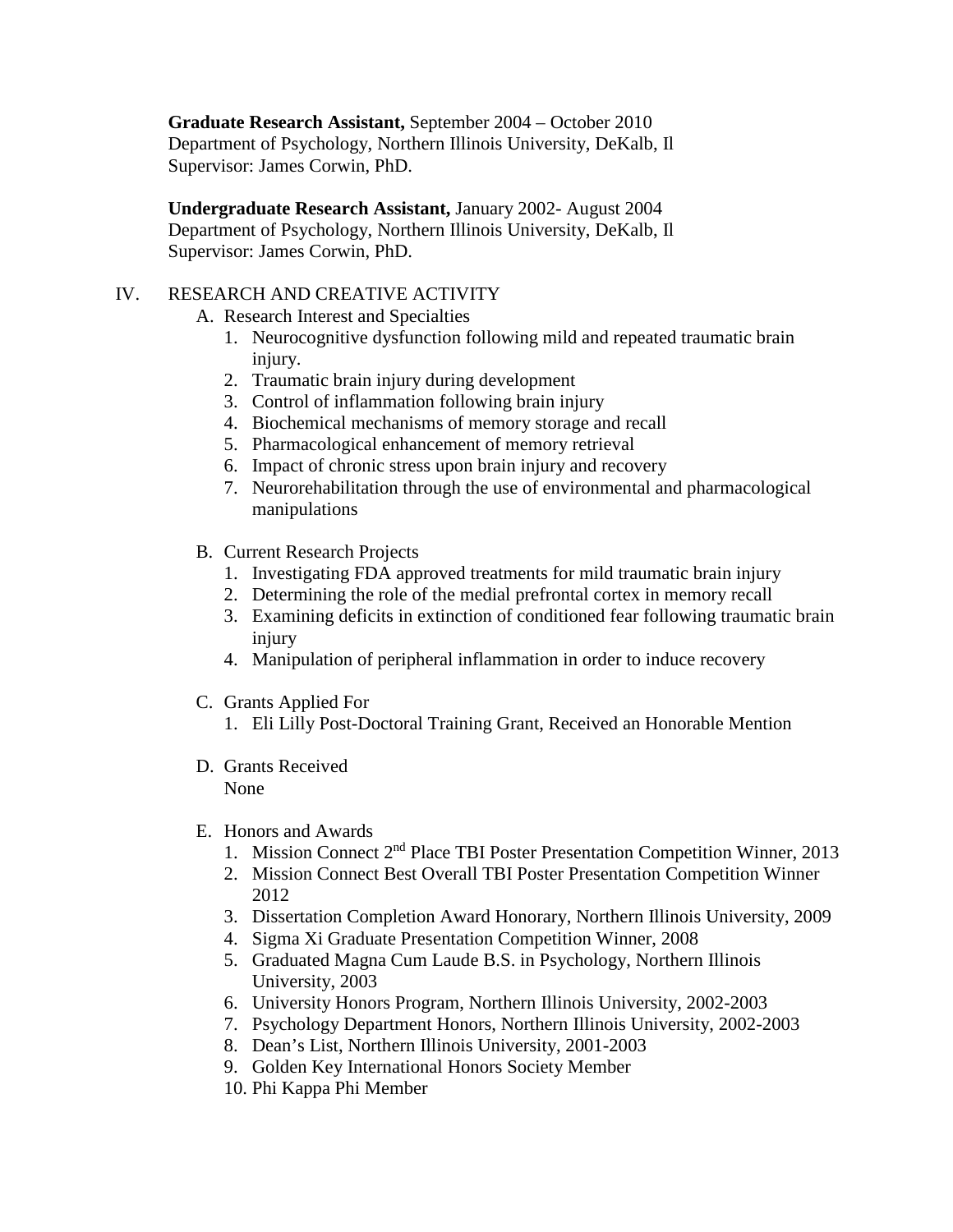**Graduate Research Assistant,** September 2004 – October 2010
Department of Psychology, Northern Illinois University, DeKalb, Il
Supervisor: James Corwin, PhD.

**Undergraduate Research Assistant,** January 2002- August 2004
Department of Psychology, Northern Illinois University, DeKalb, Il
Supervisor: James Corwin, PhD.

## IV. RESEARCH AND CREATIVE ACTIVITY

A. Research Interest and Specialties

1. Neurocognitive dysfunction following mild and repeated traumatic brain injury.
2. Traumatic brain injury during development
3. Control of inflammation following brain injury
4. Biochemical mechanisms of memory storage and recall
5. Pharmacological enhancement of memory retrieval
6. Impact of chronic stress upon brain injury and recovery
7. Neurorehabilitation through the use of environmental and pharmacological manipulations

B. Current Research Projects

1. Investigating FDA approved treatments for mild traumatic brain injury
2. Determining the role of the medial prefrontal cortex in memory recall
3. Examining deficits in extinction of conditioned fear following traumatic brain injury
4. Manipulation of peripheral inflammation in order to induce recovery

C. Grants Applied For

1. Eli Lilly Post-Doctoral Training Grant, Received an Honorable Mention

D. Grants Received

None

E. Honors and Awards

1. Mission Connect 2nd Place TBI Poster Presentation Competition Winner, 2013
2. Mission Connect Best Overall TBI Poster Presentation Competition Winner 2012
3. Dissertation Completion Award Honorary, Northern Illinois University, 2009
4. Sigma Xi Graduate Presentation Competition Winner, 2008
5. Graduated Magna Cum Laude B.S. in Psychology, Northern Illinois University, 2003
6. University Honors Program, Northern Illinois University, 2002-2003
7. Psychology Department Honors, Northern Illinois University, 2002-2003
8. Dean's List, Northern Illinois University, 2001-2003
9. Golden Key International Honors Society Member
10. Phi Kappa Phi Member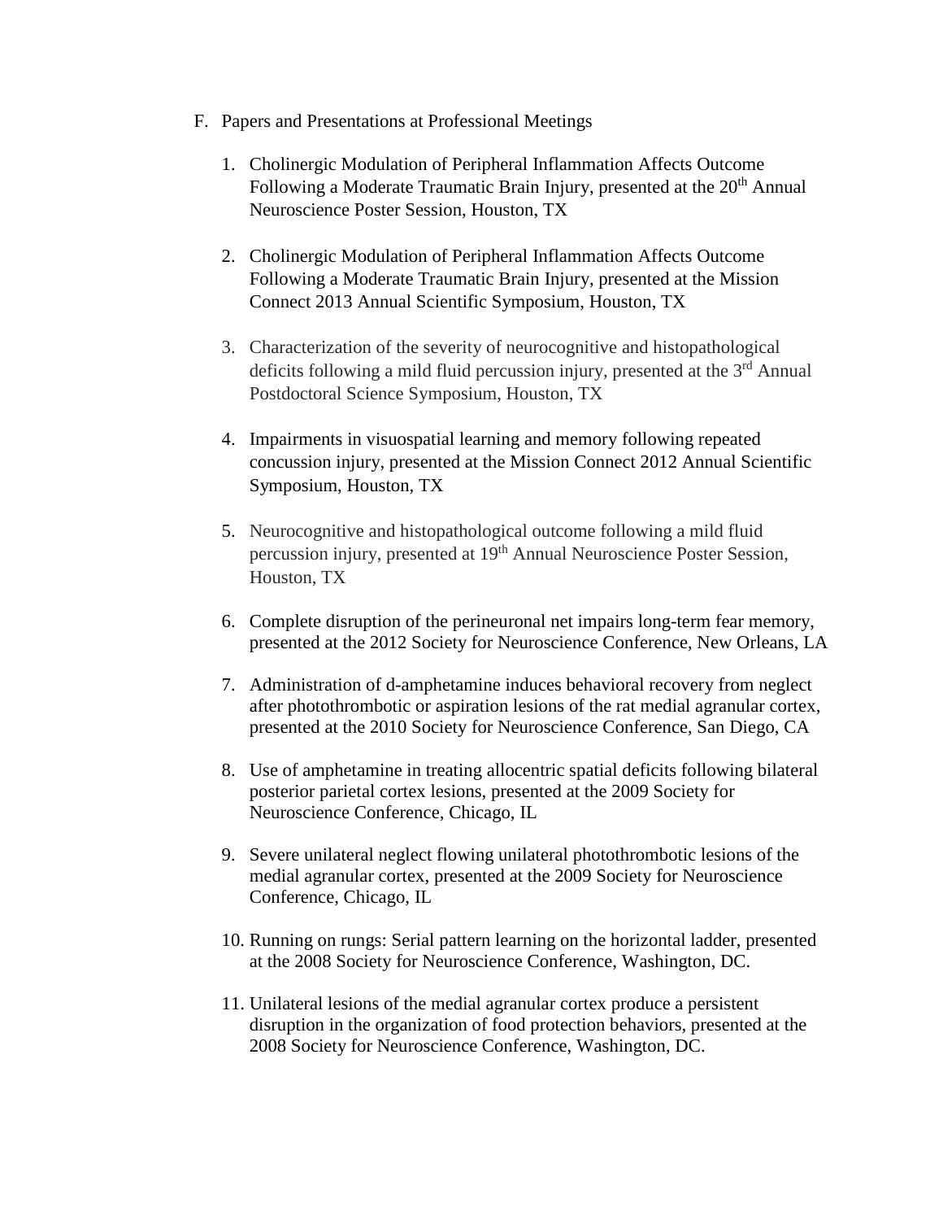F. Papers and Presentations at Professional Meetings

1. Cholinergic Modulation of Peripheral Inflammation Affects Outcome Following a Moderate Traumatic Brain Injury, presented at the 20th Annual Neuroscience Poster Session, Houston, TX

2. Cholinergic Modulation of Peripheral Inflammation Affects Outcome Following a Moderate Traumatic Brain Injury, presented at the Mission Connect 2013 Annual Scientific Symposium, Houston, TX

3. Characterization of the severity of neurocognitive and histopathological deficits following a mild fluid percussion injury, presented at the 3rd Annual Postdoctoral Science Symposium, Houston, TX

4. Impairments in visuospatial learning and memory following repeated concussion injury, presented at the Mission Connect 2012 Annual Scientific Symposium, Houston, TX

5. Neurocognitive and histopathological outcome following a mild fluid percussion injury, presented at 19th Annual Neuroscience Poster Session, Houston, TX

6. Complete disruption of the perineuronal net impairs long-term fear memory, presented at the 2012 Society for Neuroscience Conference, New Orleans, LA

7. Administration of d-amphetamine induces behavioral recovery from neglect after photothrombotic or aspiration lesions of the rat medial agranular cortex, presented at the 2010 Society for Neuroscience Conference, San Diego, CA

8. Use of amphetamine in treating allocentric spatial deficits following bilateral posterior parietal cortex lesions, presented at the 2009 Society for Neuroscience Conference, Chicago, IL

9. Severe unilateral neglect flowing unilateral photothrombotic lesions of the medial agranular cortex, presented at the 2009 Society for Neuroscience Conference, Chicago, IL

10. Running on rungs: Serial pattern learning on the horizontal ladder, presented at the 2008 Society for Neuroscience Conference, Washington, DC.

11. Unilateral lesions of the medial agranular cortex produce a persistent disruption in the organization of food protection behaviors, presented at the 2008 Society for Neuroscience Conference, Washington, DC.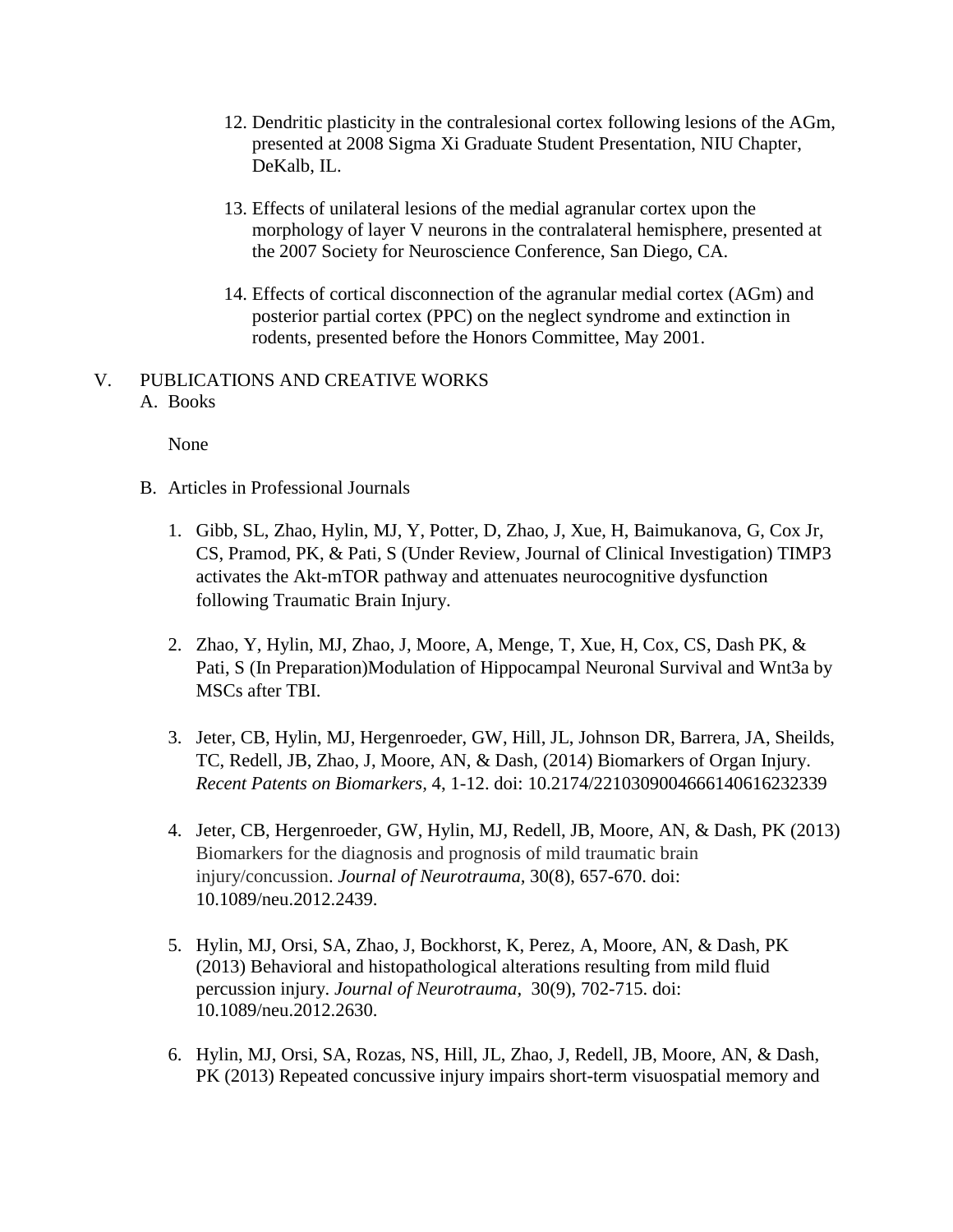12. Dendritic plasticity in the contralesional cortex following lesions of the AGm, presented at 2008 Sigma Xi Graduate Student Presentation, NIU Chapter, DeKalb, IL.

13. Effects of unilateral lesions of the medial agranular cortex upon the morphology of layer V neurons in the contralateral hemisphere, presented at the 2007 Society for Neuroscience Conference, San Diego, CA.

14. Effects of cortical disconnection of the agranular medial cortex (AGm) and posterior partial cortex (PPC) on the neglect syndrome and extinction in rodents, presented before the Honors Committee, May 2001.

V. PUBLICATIONS AND CREATIVE WORKS

A. Books

None

B. Articles in Professional Journals

1. Gibb, SL, Zhao, Hylin, MJ, Y, Potter, D, Zhao, J, Xue, H, Baimukanova, G, Cox Jr, CS, Pramod, PK, & Pati, S (Under Review, Journal of Clinical Investigation) TIMP3 activates the Akt-mTOR pathway and attenuates neurocognitive dysfunction following Traumatic Brain Injury.

2. Zhao, Y, Hylin, MJ, Zhao, J, Moore, A, Menge, T, Xue, H, Cox, CS, Dash PK, & Pati, S (In Preparation)Modulation of Hippocampal Neuronal Survival and Wnt3a by MSCs after TBI.

3. Jeter, CB, Hylin, MJ, Hergenroeder, GW, Hill, JL, Johnson DR, Barrera, JA, Sheilds, TC, Redell, JB, Zhao, J, Moore, AN, & Dash, (2014) Biomarkers of Organ Injury. *Recent Patents on Biomarkers,* 4, 1-12. doi: 10.2174/2210309004666140616232339

4. Jeter, CB, Hergenroeder, GW, Hylin, MJ, Redell, JB, Moore, AN, & Dash, PK (2013) Biomarkers for the diagnosis and prognosis of mild traumatic brain injury/concussion. *Journal of Neurotrauma,* 30(8), 657-670. doi: 10.1089/neu.2012.2439.

5. Hylin, MJ, Orsi, SA, Zhao, J, Bockhorst, K, Perez, A, Moore, AN, & Dash, PK (2013) Behavioral and histopathological alterations resulting from mild fluid percussion injury. *Journal of Neurotrauma,* 30(9), 702-715. doi: 10.1089/neu.2012.2630.

6. Hylin, MJ, Orsi, SA, Rozas, NS, Hill, JL, Zhao, J, Redell, JB, Moore, AN, & Dash, PK (2013) Repeated concussive injury impairs short-term visuospatial memory and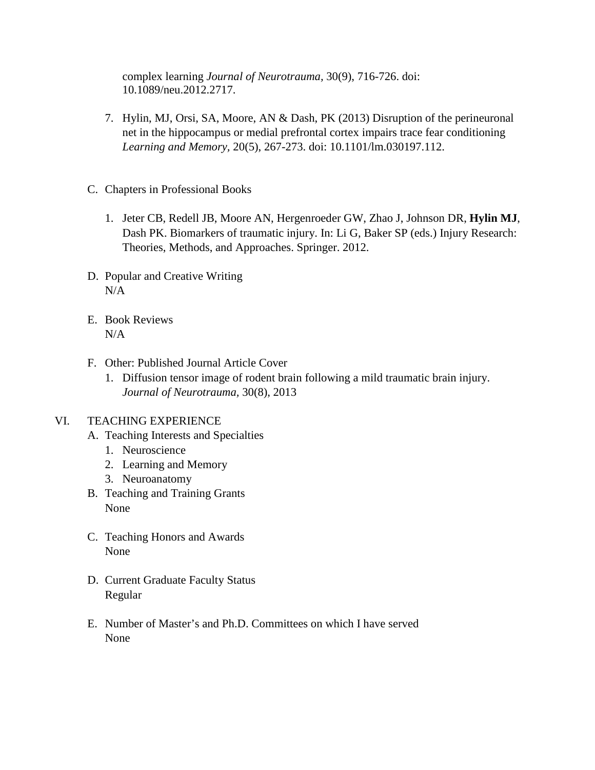complex learning *Journal of Neurotrauma*, 30(9), 716-726. doi: 10.1089/neu.2012.2717.

7. Hylin, MJ, Orsi, SA, Moore, AN & Dash, PK (2013) Disruption of the perineuronal net in the hippocampus or medial prefrontal cortex impairs trace fear conditioning *Learning and Memory*, 20(5), 267-273. doi: 10.1101/lm.030197.112.

C. Chapters in Professional Books

1. Jeter CB, Redell JB, Moore AN, Hergenroeder GW, Zhao J, Johnson DR, **Hylin MJ**, Dash PK. Biomarkers of traumatic injury. In: Li G, Baker SP (eds.) Injury Research: Theories, Methods, and Approaches. Springer. 2012.

D. Popular and Creative Writing
N/A

E. Book Reviews
N/A

F. Other: Published Journal Article Cover
1. Diffusion tensor image of rodent brain following a mild traumatic brain injury. *Journal of Neurotrauma*, 30(8), 2013

## VI. TEACHING EXPERIENCE

A. Teaching Interests and Specialties
1. Neuroscience
2. Learning and Memory
3. Neuroanatomy

B. Teaching and Training Grants
None

C. Teaching Honors and Awards
None

D. Current Graduate Faculty Status
Regular

E. Number of Master's and Ph.D. Committees on which I have served
None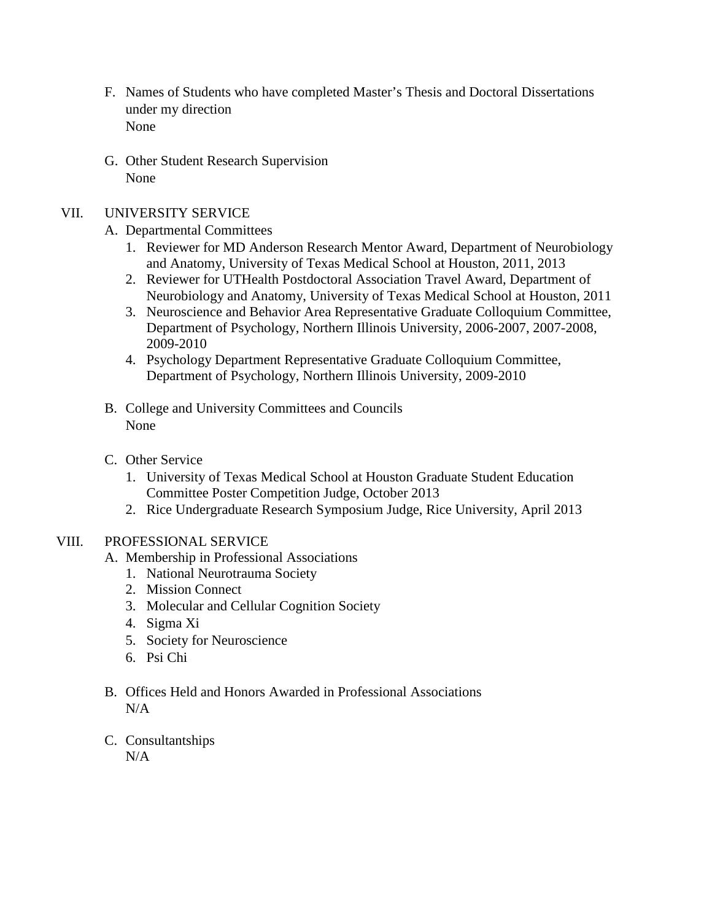F. Names of Students who have completed Master's Thesis and Doctoral Dissertations under my direction
   None

G. Other Student Research Supervision
   None

## VII. UNIVERSITY SERVICE

A. Departmental Committees
   1. Reviewer for MD Anderson Research Mentor Award, Department of Neurobiology and Anatomy, University of Texas Medical School at Houston, 2011, 2013
   2. Reviewer for UTHealth Postdoctoral Association Travel Award, Department of Neurobiology and Anatomy, University of Texas Medical School at Houston, 2011
   3. Neuroscience and Behavior Area Representative Graduate Colloquium Committee, Department of Psychology, Northern Illinois University, 2006-2007, 2007-2008, 2009-2010
   4. Psychology Department Representative Graduate Colloquium Committee, Department of Psychology, Northern Illinois University, 2009-2010

B. College and University Committees and Councils
   None

C. Other Service
   1. University of Texas Medical School at Houston Graduate Student Education Committee Poster Competition Judge, October 2013
   2. Rice Undergraduate Research Symposium Judge, Rice University, April 2013

## VIII. PROFESSIONAL SERVICE

A. Membership in Professional Associations
   1. National Neurotrauma Society
   2. Mission Connect
   3. Molecular and Cellular Cognition Society
   4. Sigma Xi
   5. Society for Neuroscience
   6. Psi Chi

B. Offices Held and Honors Awarded in Professional Associations
   N/A

C. Consultantships
   N/A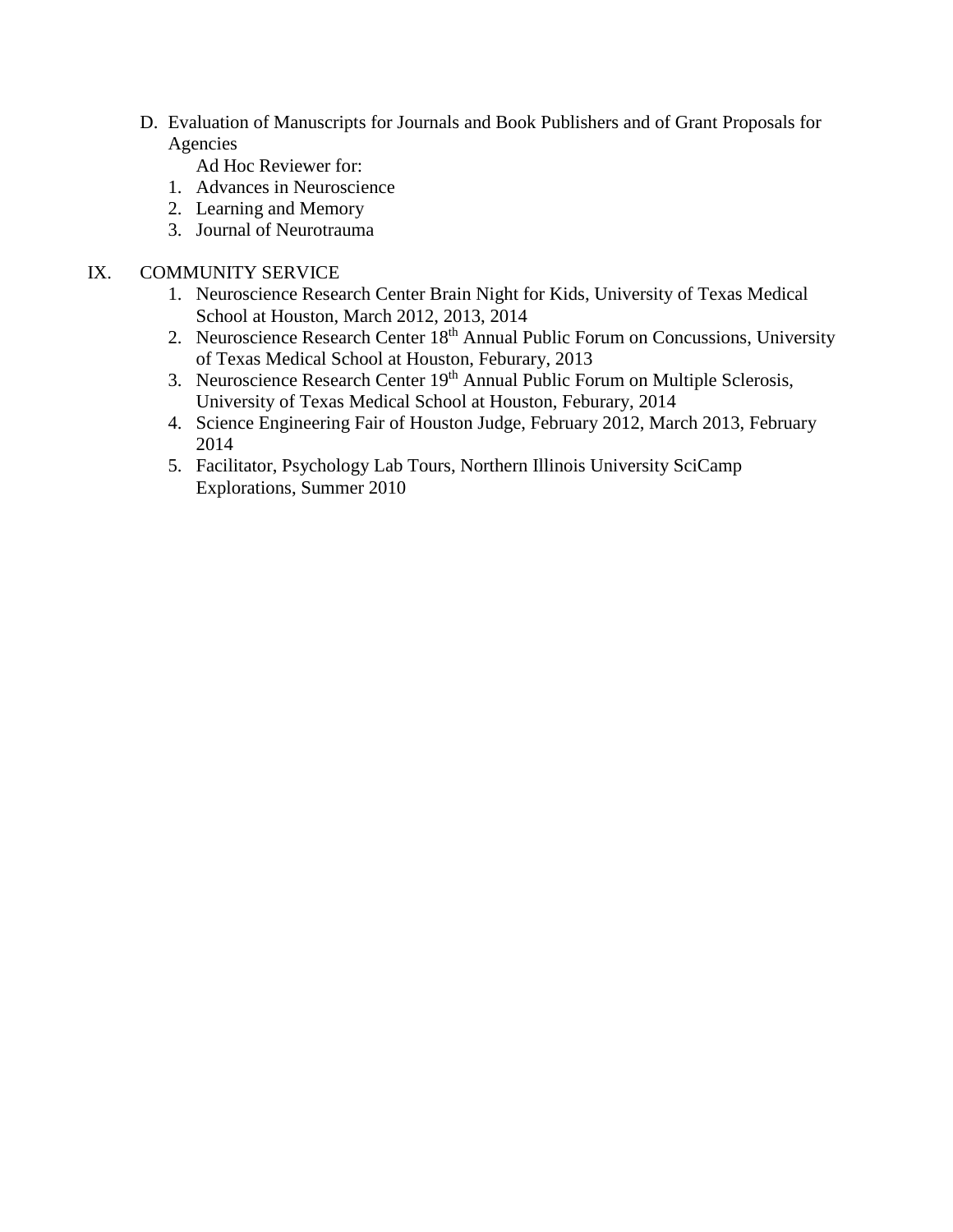D. Evaluation of Manuscripts for Journals and Book Publishers and of Grant Proposals for Agencies

Ad Hoc Reviewer for:

1. Advances in Neuroscience
2. Learning and Memory
3. Journal of Neurotrauma

## IX. COMMUNITY SERVICE

1. Neuroscience Research Center Brain Night for Kids, University of Texas Medical School at Houston, March 2012, 2013, 2014
2. Neuroscience Research Center 18th Annual Public Forum on Concussions, University of Texas Medical School at Houston, Feburary, 2013
3. Neuroscience Research Center 19th Annual Public Forum on Multiple Sclerosis, University of Texas Medical School at Houston, Feburary, 2014
4. Science Engineering Fair of Houston Judge, February 2012, March 2013, February 2014
5. Facilitator, Psychology Lab Tours, Northern Illinois University SciCamp Explorations, Summer 2010